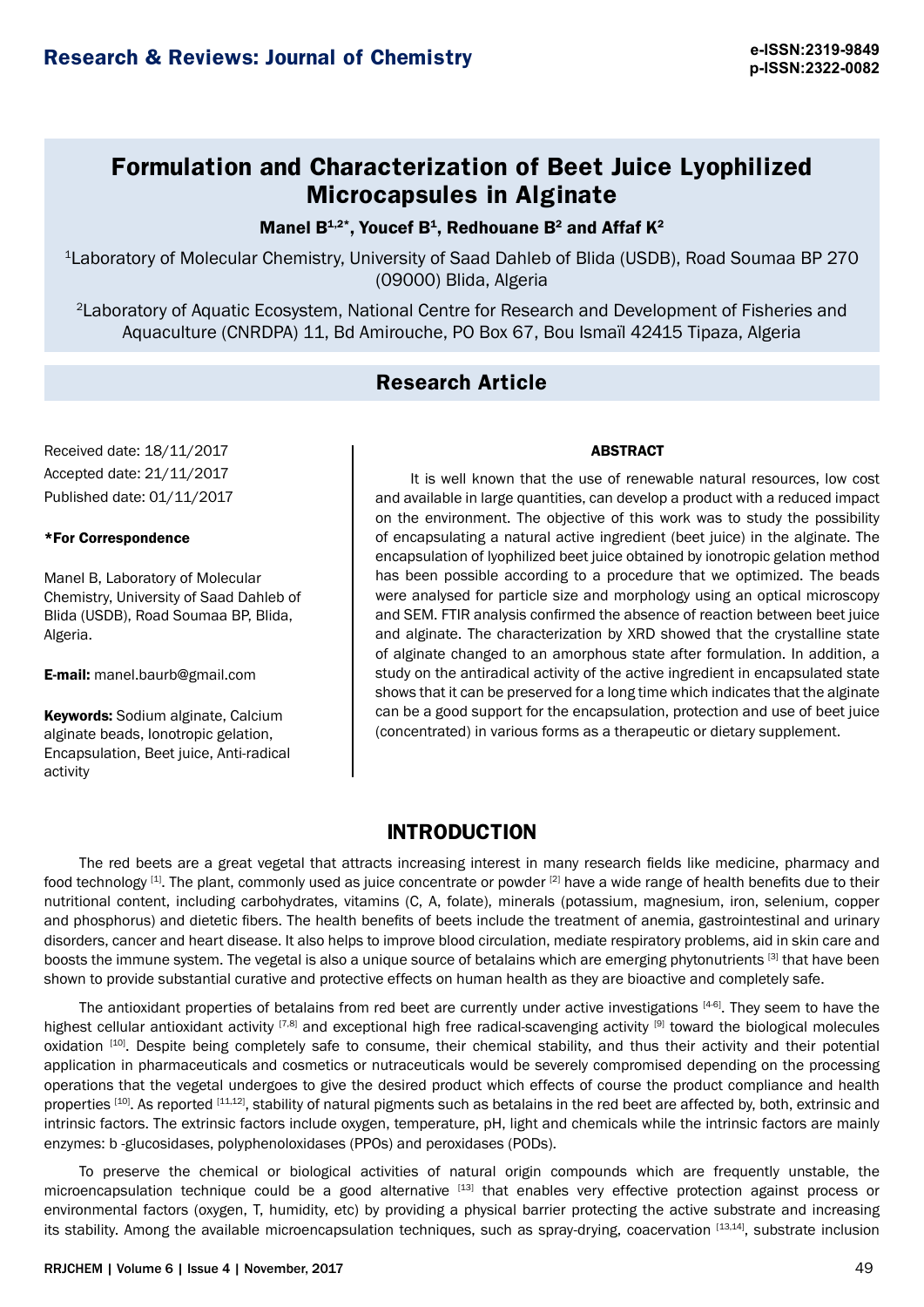# Formulation and Characterization of Beet Juice Lyophilized Microcapsules in Alginate

**Manel B[1,2]*, Youcef B[1], Redhouane B[2] and Affaf K[2]**

[1]Laboratory of Molecular Chemistry, University of Saad Dahleb of Blida (USDB), Road Soumaa BP 270 (09000) Blida, Algeria

[2]Laboratory of Aquatic Ecosystem, National Centre for Research and Development of Fisheries and Aquaculture (CNRDPA) 11, Bd Amirouche, PO Box 67, Bou Ismaïl 42415 Tipaza, Algeria

## Research Article

Received date: 18/11/2017

Accepted date: 21/11/2017

Published date: 01/11/2017

**\*For Correspondence**

Manel B, Laboratory of Molecular Chemistry, University of Saad Dahleb of Blida (USDB), Road Soumaa BP, Blida, Algeria.

**E-mail:** manel.baurb@gmail.com

**Keywords:** Sodium alginate, Calcium alginate beads, Ionotropic gelation, Encapsulation, Beet juice, Anti-radical activity

### ABSTRACT

It is well known that the use of renewable natural resources, low cost and available in large quantities, can develop a product with a reduced impact on the environment. The objective of this work was to study the possibility of encapsulating a natural active ingredient (beet juice) in the alginate. The encapsulation of lyophilized beet juice obtained by ionotropic gelation method has been possible according to a procedure that we optimized. The beads were analysed for particle size and morphology using an optical microscopy and SEM. FTIR analysis confirmed the absence of reaction between beet juice and alginate. The characterization by XRD showed that the crystalline state of alginate changed to an amorphous state after formulation. In addition, a study on the antiradical activity of the active ingredient in encapsulated state shows that it can be preserved for a long time which indicates that the alginate can be a good support for the encapsulation, protection and use of beet juice (concentrated) in various forms as a therapeutic or dietary supplement.

## INTRODUCTION

The red beets are a great vegetal that attracts increasing interest in many research fields like medicine, pharmacy and food technology [1]. The plant, commonly used as juice concentrate or powder [2] have a wide range of health benefits due to their nutritional content, including carbohydrates, vitamins (C, A, folate), minerals (potassium, magnesium, iron, selenium, copper and phosphorus) and dietetic fibers. The health benefits of beets include the treatment of anemia, gastrointestinal and urinary disorders, cancer and heart disease. It also helps to improve blood circulation, mediate respiratory problems, aid in skin care and boosts the immune system. The vegetal is also a unique source of betalains which are emerging phytonutrients [3] that have been shown to provide substantial curative and protective effects on human health as they are bioactive and completely safe.

The antioxidant properties of betalains from red beet are currently under active investigations [4-6]. They seem to have the highest cellular antioxidant activity [7,8] and exceptional high free radical-scavenging activity [9] toward the biological molecules oxidation [10]. Despite being completely safe to consume, their chemical stability, and thus their activity and their potential application in pharmaceuticals and cosmetics or nutraceuticals would be severely compromised depending on the processing operations that the vegetal undergoes to give the desired product which effects of course the product compliance and health properties [10]. As reported [11,12], stability of natural pigments such as betalains in the red beet are affected by, both, extrinsic and intrinsic factors. The extrinsic factors include oxygen, temperature, pH, light and chemicals while the intrinsic factors are mainly enzymes: b -glucosidases, polyphenoloxidases (PPOs) and peroxidases (PODs).

To preserve the chemical or biological activities of natural origin compounds which are frequently unstable, the microencapsulation technique could be a good alternative [13] that enables very effective protection against process or environmental factors (oxygen, T, humidity, etc) by providing a physical barrier protecting the active substrate and increasing its stability. Among the available microencapsulation techniques, such as spray-drying, coacervation [13,14], substrate inclusion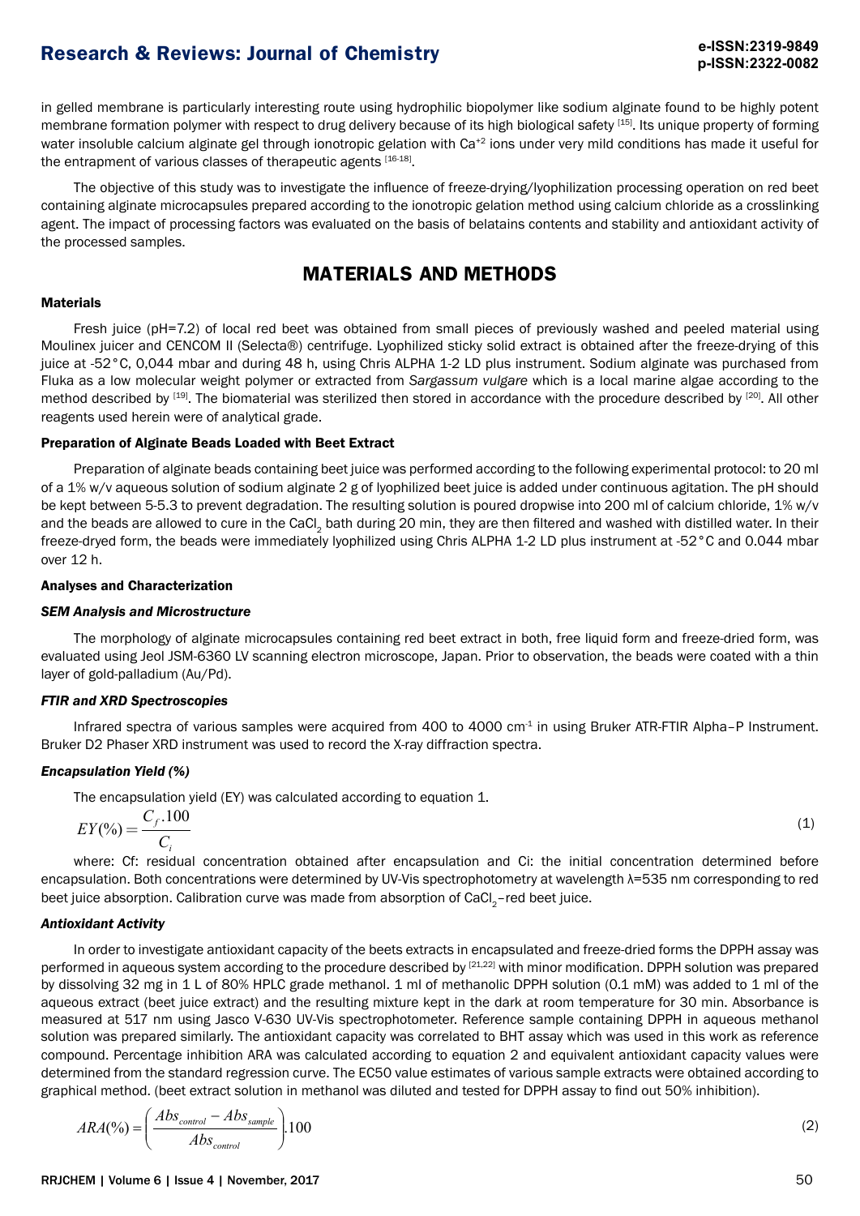in gelled membrane is particularly interesting route using hydrophilic biopolymer like sodium alginate found to be highly potent membrane formation polymer with respect to drug delivery because of its high biological safety [15]. Its unique property of forming water insoluble calcium alginate gel through ionotropic gelation with $Ca^{+2}$ ions under very mild conditions has made it useful for the entrapment of various classes of therapeutic agents [16-18].

The objective of this study was to investigate the influence of freeze-drying/lyophilization processing operation on red beet containing alginate microcapsules prepared according to the ionotropic gelation method using calcium chloride as a crosslinking agent. The impact of processing factors was evaluated on the basis of belatains contents and stability and antioxidant activity of the processed samples.

## MATERIALS AND METHODS

### Materials

Fresh juice (pH=7.2) of local red beet was obtained from small pieces of previously washed and peeled material using Moulinex juicer and CENCOM II (Selecta®) centrifuge. Lyophilized sticky solid extract is obtained after the freeze-drying of this juice at -52°C, 0,044 mbar and during 48 h, using Chris ALPHA 1-2 LD plus instrument. Sodium alginate was purchased from Fluka as a low molecular weight polymer or extracted from *Sargassum vulgare* which is a local marine algae according to the method described by [19]. The biomaterial was sterilized then stored in accordance with the procedure described by [20]. All other reagents used herein were of analytical grade.

### Preparation of Alginate Beads Loaded with Beet Extract

Preparation of alginate beads containing beet juice was performed according to the following experimental protocol: to 20 ml of a 1% w/v aqueous solution of sodium alginate 2 g of lyophilized beet juice is added under continuous agitation. The pH should be kept between 5-5.3 to prevent degradation. The resulting solution is poured dropwise into 200 ml of calcium chloride, 1% w/v and the beads are allowed to cure in the $CaCl_2$ bath during 20 min, they are then filtered and washed with distilled water. In their freeze-dryed form, the beads were immediately lyophilized using Chris ALPHA 1-2 LD plus instrument at -52°C and 0.044 mbar over 12 h.

### Analyses and Characterization

#### *SEM Analysis and Microstructure*

The morphology of alginate microcapsules containing red beet extract in both, free liquid form and freeze-dried form, was evaluated using Jeol JSM-6360 LV scanning electron microscope, Japan. Prior to observation, the beads were coated with a thin layer of gold-palladium (Au/Pd).

#### *FTIR and XRD Spectroscopies*

Infrared spectra of various samples were acquired from 400 to 4000 $cm^{-1}$ in using Bruker ATR-FTIR Alpha–P Instrument. Bruker D2 Phaser XRD instrument was used to record the X-ray diffraction spectra.

#### *Encapsulation Yield (%)*

The encapsulation yield (EY) was calculated according to equation 1.

$$EY(\%) = \frac{C_f .100}{C_i} \tag{1}$$

where: Cf: residual concentration obtained after encapsulation and Ci: the initial concentration determined before encapsulation. Both concentrations were determined by UV-Vis spectrophotometry at wavelength λ=535 nm corresponding to red beet juice absorption. Calibration curve was made from absorption of $CaCl_2$–red beet juice.

#### *Antioxidant Activity*

In order to investigate antioxidant capacity of the beets extracts in encapsulated and freeze-dried forms the DPPH assay was performed in aqueous system according to the procedure described by [21,22] with minor modification. DPPH solution was prepared by dissolving 32 mg in 1 L of 80% HPLC grade methanol. 1 ml of methanolic DPPH solution (0.1 mM) was added to 1 ml of the aqueous extract (beet juice extract) and the resulting mixture kept in the dark at room temperature for 30 min. Absorbance is measured at 517 nm using Jasco V-630 UV-Vis spectrophotometer. Reference sample containing DPPH in aqueous methanol solution was prepared similarly. The antioxidant capacity was correlated to BHT assay which was used in this work as reference compound. Percentage inhibition ARA was calculated according to equation 2 and equivalent antioxidant capacity values were determined from the standard regression curve. The EC50 value estimates of various sample extracts were obtained according to graphical method. (beet extract solution in methanol was diluted and tested for DPPH assay to find out 50% inhibition).

$$ARA(\%) = \left( \frac{Abs_{control} - Abs_{sample}}{Abs_{control}} \right) .100 \tag{2}$$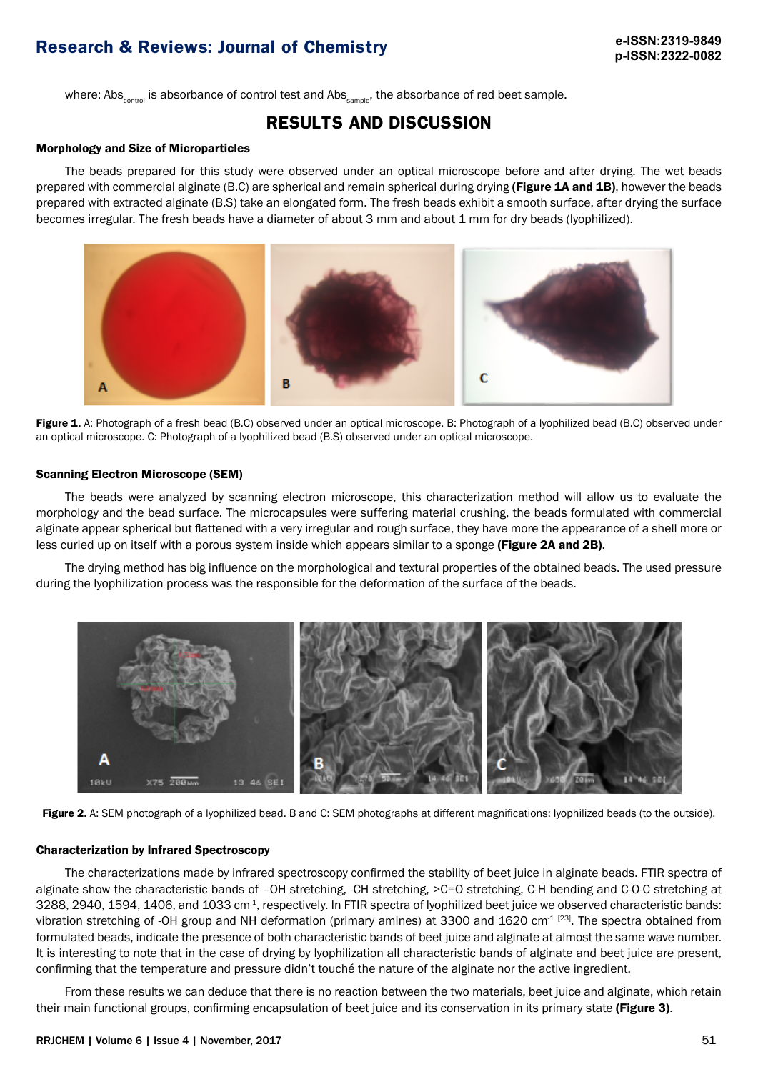where: $Abs_{control}$ is absorbance of control test and $Abs_{sample}$, the absorbance of red beet sample.

## RESULTS AND DISCUSSION

### Morphology and Size of Microparticles

The beads prepared for this study were observed under an optical microscope before and after drying. The wet beads prepared with commercial alginate (B.C) are spherical and remain spherical during drying **(Figure 1A and 1B)**, however the beads prepared with extracted alginate (B.S) take an elongated form. The fresh beads exhibit a smooth surface, after drying the surface becomes irregular. The fresh beads have a diameter of about 3 mm and about 1 mm for dry beads (lyophilized).

**Figure 1.** A: Photograph of a fresh bead (B.C) observed under an optical microscope. B: Photograph of a lyophilized bead (B.C) observed under an optical microscope. C: Photograph of a lyophilized bead (B.S) observed under an optical microscope.

### Scanning Electron Microscope (SEM)

The beads were analyzed by scanning electron microscope, this characterization method will allow us to evaluate the morphology and the bead surface. The microcapsules were suffering material crushing, the beads formulated with commercial alginate appear spherical but flattened with a very irregular and rough surface, they have more the appearance of a shell more or less curled up on itself with a porous system inside which appears similar to a sponge **(Figure 2A and 2B)**.

The drying method has big influence on the morphological and textural properties of the obtained beads. The used pressure during the lyophilization process was the responsible for the deformation of the surface of the beads.

**Figure 2.** A: SEM photograph of a lyophilized bead. B and C: SEM photographs at different magnifications: lyophilized beads (to the outside).

### Characterization by Infrared Spectroscopy

The characterizations made by infrared spectroscopy confirmed the stability of beet juice in alginate beads. FTIR spectra of alginate show the characteristic bands of –OH stretching, -CH stretching, >C=O stretching, C-H bending and C-O-C stretching at 3288, 2940, 1594, 1406, and 1033 $cm^{-1}$, respectively. In FTIR spectra of lyophilized beet juice we observed characteristic bands: vibration stretching of -OH group and NH deformation (primary amines) at 3300 and 1620 $cm^{-1}$ [23]. The spectra obtained from formulated beads, indicate the presence of both characteristic bands of beet juice and alginate at almost the same wave number. It is interesting to note that in the case of drying by lyophilization all characteristic bands of alginate and beet juice are present, confirming that the temperature and pressure didn't touché the nature of the alginate nor the active ingredient.

From these results we can deduce that there is no reaction between the two materials, beet juice and alginate, which retain their main functional groups, confirming encapsulation of beet juice and its conservation in its primary state **(Figure 3)**.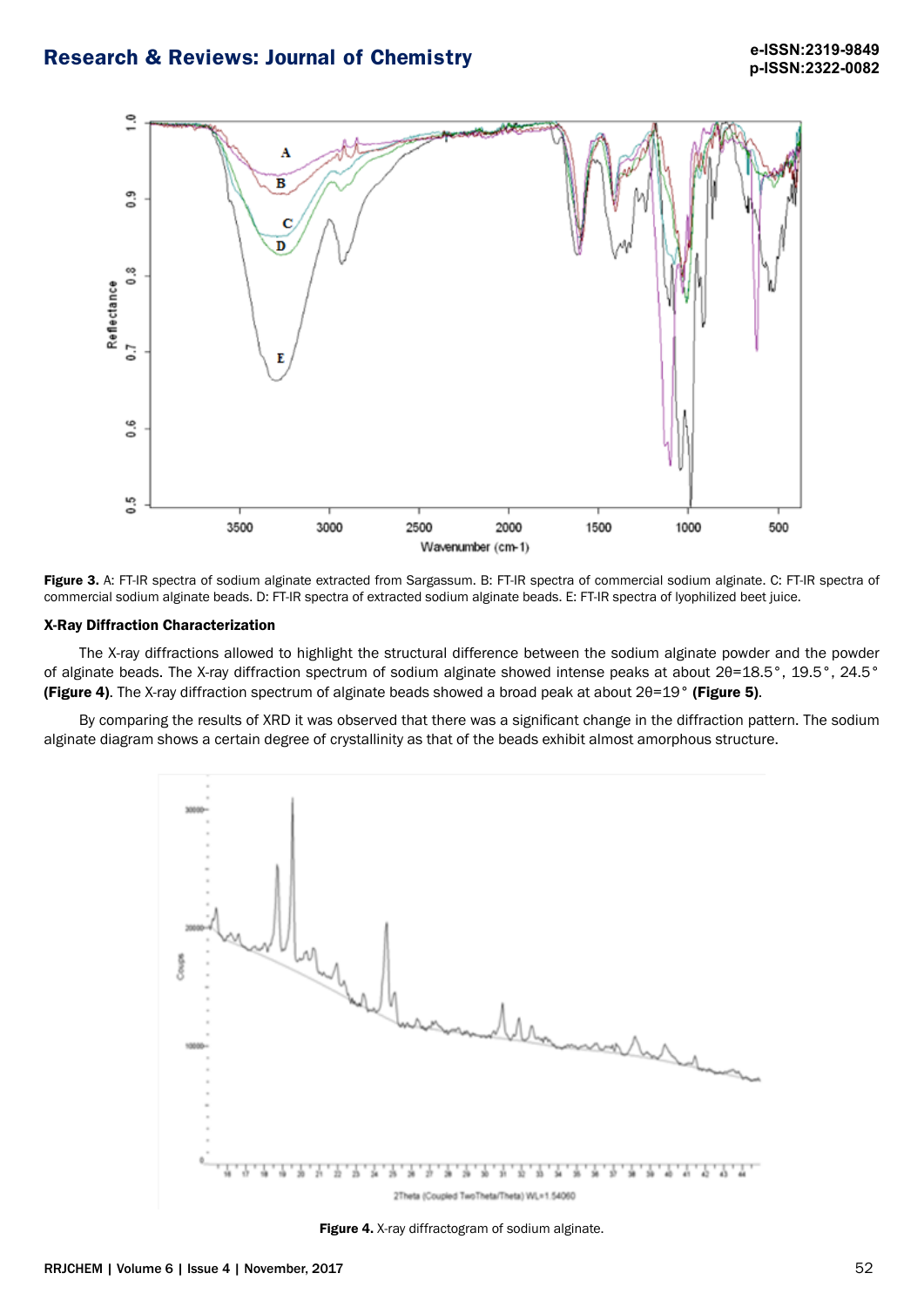**Figure 3.** A: FT-IR spectra of sodium alginate extracted from Sargassum. B: FT-IR spectra of commercial sodium alginate. C: FT-IR spectra of commercial sodium alginate beads. D: FT-IR spectra of extracted sodium alginate beads. E: FT-IR spectra of lyophilized beet juice.

### X-Ray Diffraction Characterization

The X-ray diffractions allowed to highlight the structural difference between the sodium alginate powder and the powder of alginate beads. The X-ray diffraction spectrum of sodium alginate showed intense peaks at about 2θ=18.5°, 19.5°, 24.5° **(Figure 4)**. The X-ray diffraction spectrum of alginate beads showed a broad peak at about 2θ=19° **(Figure 5)**.

By comparing the results of XRD it was observed that there was a significant change in the diffraction pattern. The sodium alginate diagram shows a certain degree of crystallinity as that of the beads exhibit almost amorphous structure.

**Figure 4.** X-ray diffractogram of sodium alginate.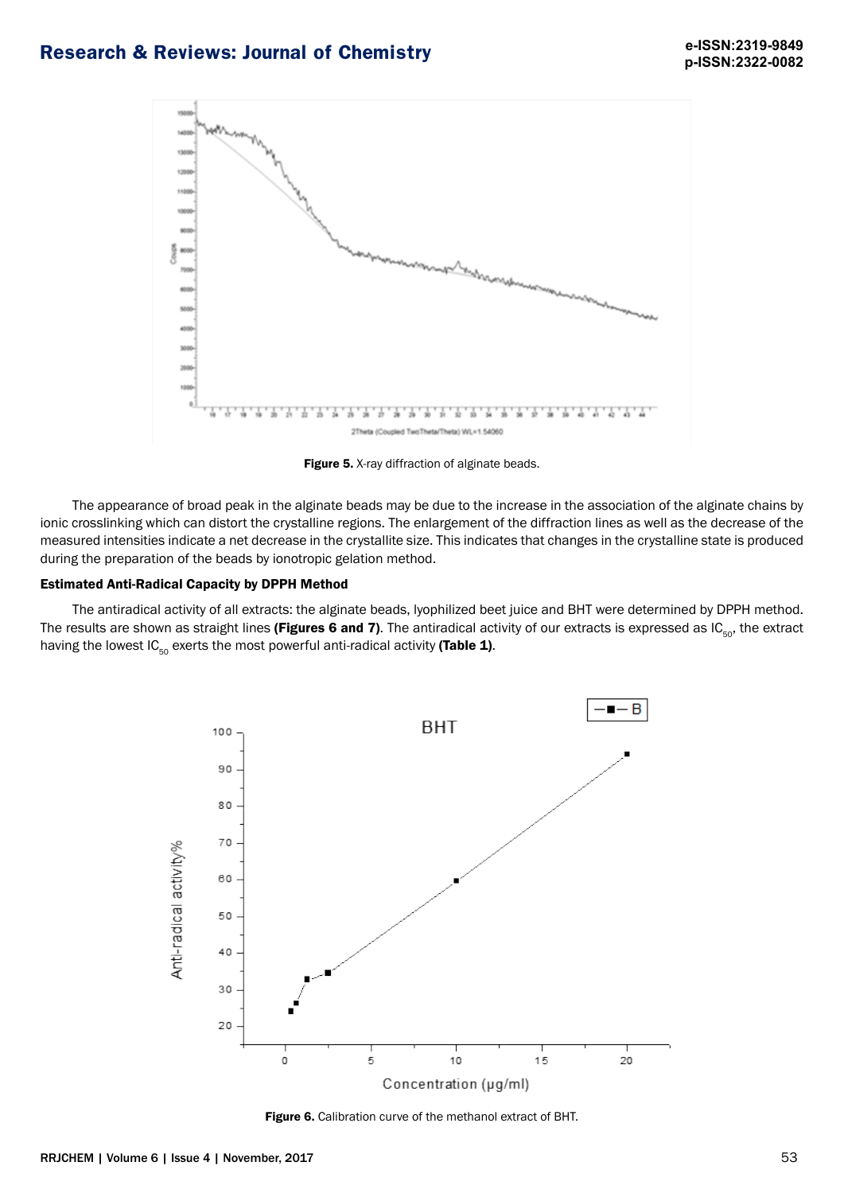Figure 5. X-ray diffraction of alginate beads.

The appearance of broad peak in the alginate beads may be due to the increase in the association of the alginate chains by ionic crosslinking which can distort the crystalline regions. The enlargement of the diffraction lines as well as the decrease of the measured intensities indicate a net decrease in the crystallite size. This indicates that changes in the crystalline state is produced during the preparation of the beads by ionotropic gelation method.

**Estimated Anti-Radical Capacity by DPPH Method**

The antiradical activity of all extracts: the alginate beads, lyophilized beet juice and BHT were determined by DPPH method. The results are shown as straight lines **(Figures 6 and 7)**. The antiradical activity of our extracts is expressed as $IC_{50}$, the extract having the lowest $IC_{50}$ exerts the most powerful anti-radical activity **(Table 1)**.

Figure 6. Calibration curve of the methanol extract of BHT.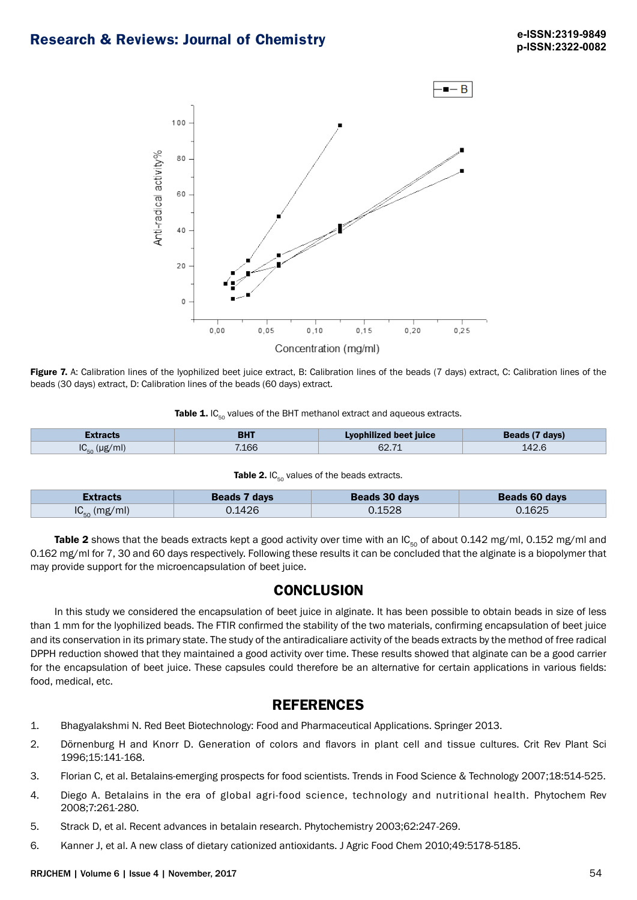**Figure 7.** A: Calibration lines of the lyophilized beet juice extract, B: Calibration lines of the beads (7 days) extract, C: Calibration lines of the beads (30 days) extract, D: Calibration lines of the beads (60 days) extract.

**Table 1.** $IC_{50}$ values of the BHT methanol extract and aqueous extracts.

| Extracts | BHT | Lyophilized beet juice | Beads (7 days) |
|---|---|---|---|
| $IC_{50}$ (μg/ml) | 7.166 | 62.71 | 142.6 |

**Table 2.** $IC_{50}$ values of the beads extracts.

| Extracts | Beads 7 days | Beads 30 days | Beads 60 days |
|---|---|---|---|
| $IC_{50}$ (mg/ml) | 0.1426 | 0.1528 | 0.1625 |

**Table 2** shows that the beads extracts kept a good activity over time with an $IC_{50}$ of about 0.142 mg/ml, 0.152 mg/ml and 0.162 mg/ml for 7, 30 and 60 days respectively. Following these results it can be concluded that the alginate is a biopolymer that may provide support for the microencapsulation of beet juice.

## CONCLUSION

In this study we considered the encapsulation of beet juice in alginate. It has been possible to obtain beads in size of less than 1 mm for the lyophilized beads. The FTIR confirmed the stability of the two materials, confirming encapsulation of beet juice and its conservation in its primary state. The study of the antiradicaliare activity of the beads extracts by the method of free radical DPPH reduction showed that they maintained a good activity over time. These results showed that alginate can be a good carrier for the encapsulation of beet juice. These capsules could therefore be an alternative for certain applications in various fields: food, medical, etc.

## REFERENCES

1. Bhagyalakshmi N. Red Beet Biotechnology: Food and Pharmaceutical Applications. Springer 2013.
2. Dörnenburg H and Knorr D. Generation of colors and flavors in plant cell and tissue cultures. Crit Rev Plant Sci 1996;15:141-168.
3. Florian C, et al. Betalains-emerging prospects for food scientists. Trends in Food Science & Technology 2007;18:514-525.
4. Diego A. Betalains in the era of global agri-food science, technology and nutritional health. Phytochem Rev 2008;7:261-280.
5. Strack D, et al. Recent advances in betalain research. Phytochemistry 2003;62:247-269.
6. Kanner J, et al. A new class of dietary cationized antioxidants. J Agric Food Chem 2010;49:5178-5185.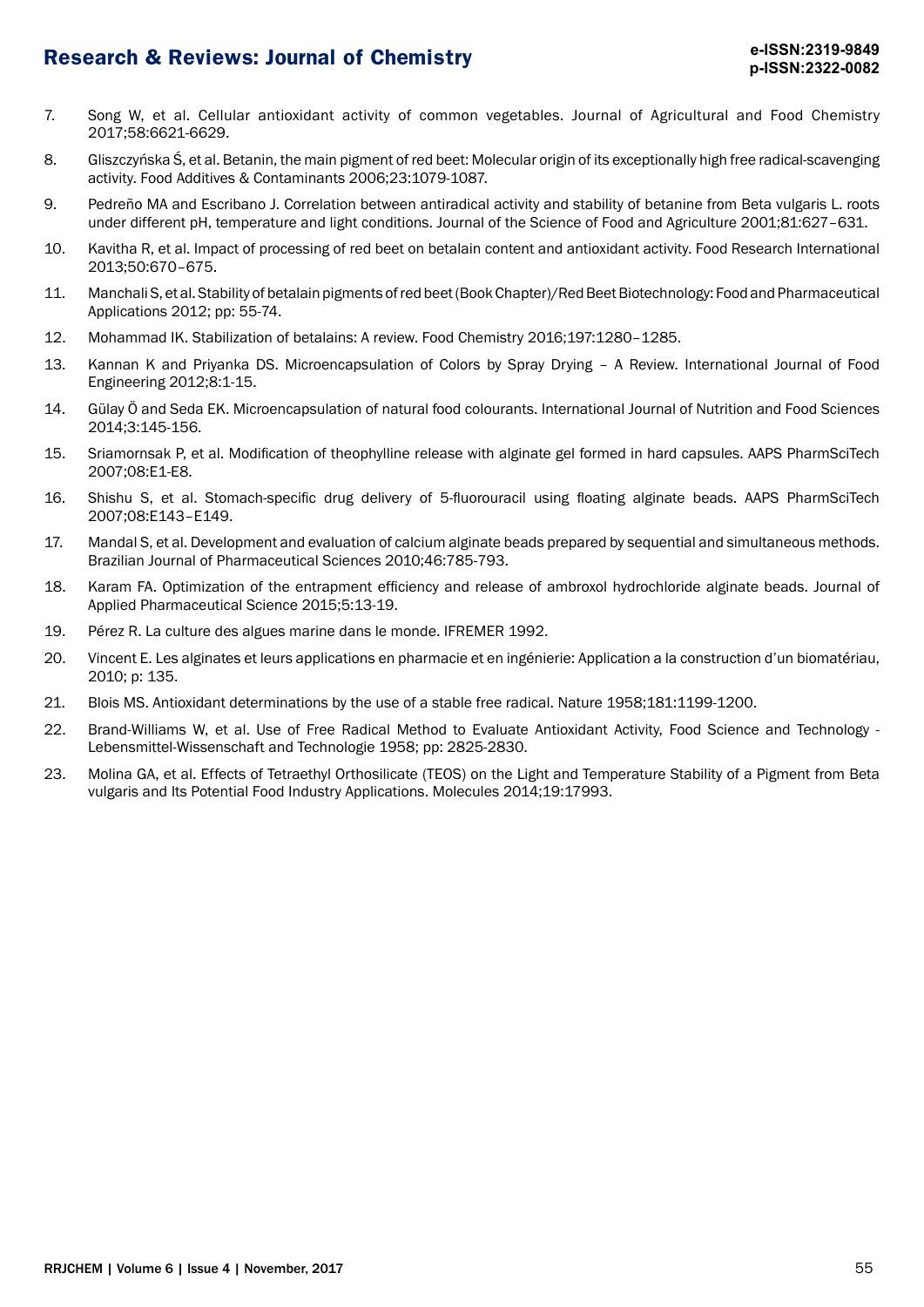7. Song W, et al. Cellular antioxidant activity of common vegetables. Journal of Agricultural and Food Chemistry 2017;58:6621-6629.

8. Gliszczyńska Ś, et al. Betanin, the main pigment of red beet: Molecular origin of its exceptionally high free radical-scavenging activity. Food Additives & Contaminants 2006;23:1079-1087.

9. Pedreño MA and Escribano J. Correlation between antiradical activity and stability of betanine from Beta vulgaris L. roots under different pH, temperature and light conditions. Journal of the Science of Food and Agriculture 2001;81:627–631.

10. Kavitha R, et al. Impact of processing of red beet on betalain content and antioxidant activity. Food Research International 2013;50:670–675.

11. Manchali S, et al. Stability of betalain pigments of red beet (Book Chapter)/Red Beet Biotechnology: Food and Pharmaceutical Applications 2012; pp: 55-74.

12. Mohammad IK. Stabilization of betalains: A review. Food Chemistry 2016;197:1280–1285.

13. Kannan K and Priyanka DS. Microencapsulation of Colors by Spray Drying – A Review. International Journal of Food Engineering 2012;8:1-15.

14. Gülay Ö and Seda EK. Microencapsulation of natural food colourants. International Journal of Nutrition and Food Sciences 2014;3:145-156.

15. Sriamornsak P, et al. Modification of theophylline release with alginate gel formed in hard capsules. AAPS PharmSciTech 2007;08:E1-E8.

16. Shishu S, et al. Stomach-specific drug delivery of 5-fluorouracil using floating alginate beads. AAPS PharmSciTech 2007;08:E143–E149.

17. Mandal S, et al. Development and evaluation of calcium alginate beads prepared by sequential and simultaneous methods. Brazilian Journal of Pharmaceutical Sciences 2010;46:785-793.

18. Karam FA. Optimization of the entrapment efficiency and release of ambroxol hydrochloride alginate beads. Journal of Applied Pharmaceutical Science 2015;5:13-19.

19. Pérez R. La culture des algues marine dans le monde. IFREMER 1992.

20. Vincent E. Les alginates et leurs applications en pharmacie et en ingénierie: Application a la construction d'un biomatériau, 2010; p: 135.

21. Blois MS. Antioxidant determinations by the use of a stable free radical. Nature 1958;181:1199-1200.

22. Brand-Williams W, et al. Use of Free Radical Method to Evaluate Antioxidant Activity, Food Science and Technology - Lebensmittel-Wissenschaft and Technologie 1958; pp: 2825-2830.

23. Molina GA, et al. Effects of Tetraethyl Orthosilicate (TEOS) on the Light and Temperature Stability of a Pigment from Beta vulgaris and Its Potential Food Industry Applications. Molecules 2014;19:17993.